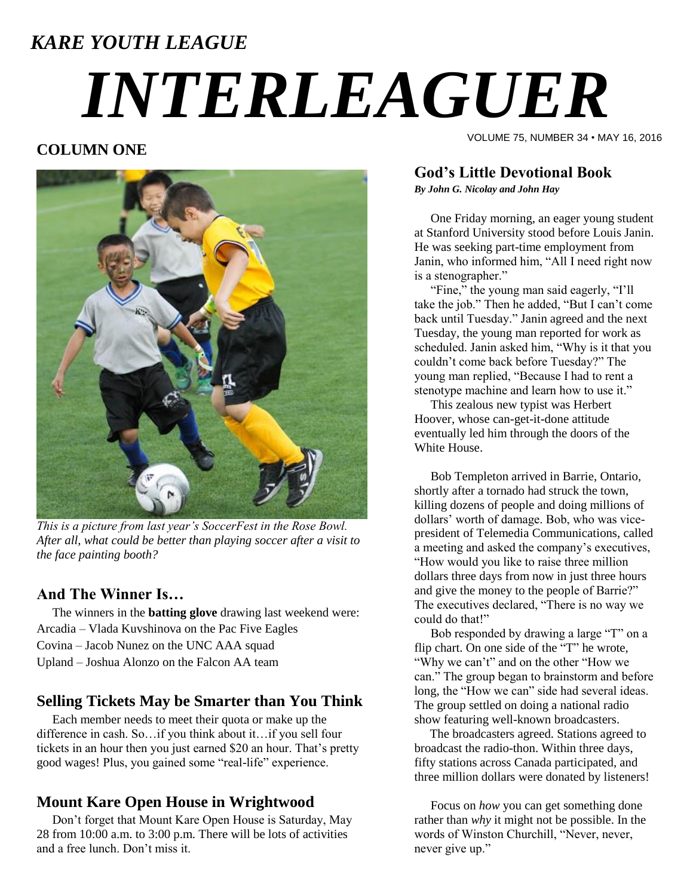*KARE YOUTH LEAGUE*

# *INTERLEAGUER*

VOLUME 75, NUMBER 34 • MAY 16, 2016

## COLUMN ONE

*This is a picture from last year's SoccerFest in the Rose Bowl. After all, what could be better than playing soccer after a visit to the face painting booth?*

### And The Winner Is…

The winners in the **batting glove** drawing last weekend were:

Arcadia – Vlada Kuvshinova on the Pac Five Eagles
Covina – Jacob Nunez on the UNC AAA squad
Upland – Joshua Alonzo on the Falcon AA team

### Selling Tickets May be Smarter than You Think

Each member needs to meet their quota or make up the difference in cash. So…if you think about it…if you sell four tickets in an hour then you just earned $20 an hour. That's pretty good wages! Plus, you gained some "real-life" experience.

### Mount Kare Open House in Wrightwood

Don't forget that Mount Kare Open House is Saturday, May 28 from 10:00 a.m. to 3:00 p.m. There will be lots of activities and a free lunch. Don't miss it.

### God's Little Devotional Book

***By John G. Nicolay and John Hay***

One Friday morning, an eager young student at Stanford University stood before Louis Janin. He was seeking part-time employment from Janin, who informed him, "All I need right now is a stenographer."

"Fine," the young man said eagerly, "I'll take the job." Then he added, "But I can't come back until Tuesday." Janin agreed and the next Tuesday, the young man reported for work as scheduled. Janin asked him, "Why is it that you couldn't come back before Tuesday?" The young man replied, "Because I had to rent a stenotype machine and learn how to use it."

This zealous new typist was Herbert Hoover, whose can-get-it-done attitude eventually led him through the doors of the White House.

Bob Templeton arrived in Barrie, Ontario, shortly after a tornado had struck the town, killing dozens of people and doing millions of dollars' worth of damage. Bob, who was vice-president of Telemedia Communications, called a meeting and asked the company's executives, "How would you like to raise three million dollars three days from now in just three hours and give the money to the people of Barrie?" The executives declared, "There is no way we could do that!"

Bob responded by drawing a large "T" on a flip chart. On one side of the "T" he wrote, "Why we can't" and on the other "How we can." The group began to brainstorm and before long, the "How we can" side had several ideas. The group settled on doing a national radio show featuring well-known broadcasters.

The broadcasters agreed. Stations agreed to broadcast the radio-thon. Within three days, fifty stations across Canada participated, and three million dollars were donated by listeners!

Focus on *how* you can get something done rather than *why* it might not be possible. In the words of Winston Churchill, "Never, never, never give up."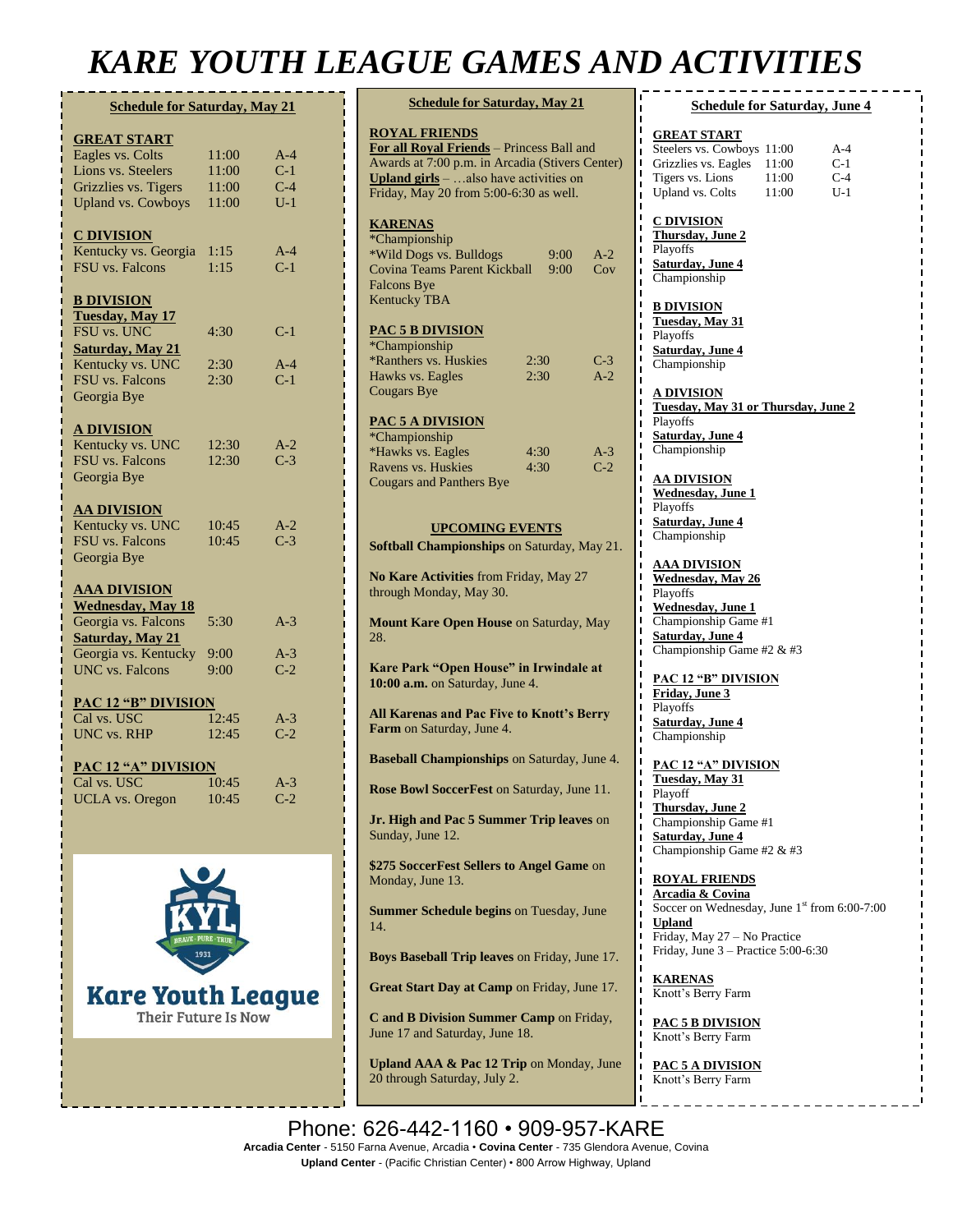# KARE YOUTH LEAGUE GAMES AND ACTIVITIES

**Schedule for Saturday, May 21**

**GREAT START**

| | | |
|---|---|---|
| Eagles vs. Colts | 11:00 | A-4 |
| Lions vs. Steelers | 11:00 | C-1 |
| Grizzlies vs. Tigers | 11:00 | C-4 |
| Upland vs. Cowboys | 11:00 | U-1 |

**C DIVISION**

| | | |
|---|---|---|
| Kentucky vs. Georgia | 1:15 | A-4 |
| FSU vs. Falcons | 1:15 | C-1 |

**B DIVISION**

| | | |
|---|---|---|
| **Tuesday, May 17** | | |
| FSU vs. UNC | 4:30 | C-1 |
| **Saturday, May 21** | | |
| Kentucky vs. UNC | 2:30 | A-4 |
| FSU vs. Falcons | 2:30 | C-1 |
| Georgia Bye | | |

**A DIVISION**

| | | |
|---|---|---|
| Kentucky vs. UNC | 12:30 | A-2 |
| FSU vs. Falcons | 12:30 | C-3 |
| Georgia Bye | | |

**AA DIVISION**

| | | |
|---|---|---|
| Kentucky vs. UNC | 10:45 | A-2 |
| FSU vs. Falcons | 10:45 | C-3 |
| Georgia Bye | | |

**AAA DIVISION**

| | | |
|---|---|---|
| **Wednesday, May 18** | | |
| Georgia vs. Falcons | 5:30 | A-3 |
| **Saturday, May 21** | | |
| Georgia vs. Kentucky | 9:00 | A-3 |
| UNC vs. Falcons | 9:00 | C-2 |

**PAC 12 "B" DIVISION**

| | | |
|---|---|---|
| Cal vs. USC | 12:45 | A-3 |
| UNC vs. RHP | 12:45 | C-2 |

**PAC 12 "A" DIVISION**

| | | |
|---|---|---|
| Cal vs. USC | 10:45 | A-3 |
| UCLA vs. Oregon | 10:45 | C-2 |

Kare Youth League
Their Future Is Now

**Schedule for Saturday, May 21**

**ROYAL FRIENDS**

**For all Royal Friends** – Princess Ball and Awards at 7:00 p.m. in Arcadia (Stivers Center)
**Upland girls** – …also have activities on Friday, May 20 from 5:00-6:30 as well.

**KARENAS**

| | | |
|---|---|---|
| *Championship | | |
| *Wild Dogs vs. Bulldogs | 9:00 | A-2 |
| Covina Teams Parent Kickball | 9:00 | Cov |
| Falcons Bye | | |
| Kentucky TBA | | |

**PAC 5 B DIVISION**

| | | |
|---|---|---|
| *Championship | | |
| *Ranthers vs. Huskies | 2:30 | C-3 |
| Hawks vs. Eagles | 2:30 | A-2 |
| Cougars Bye | | |

**PAC 5 A DIVISION**

| | | |
|---|---|---|
| *Championship | | |
| *Hawks vs. Eagles | 4:30 | A-3 |
| Ravens vs. Huskies | 4:30 | C-2 |
| Cougars and Panthers Bye | | |

**UPCOMING EVENTS**

**Softball Championships** on Saturday, May 21.

**No Kare Activities** from Friday, May 27 through Monday, May 30.

**Mount Kare Open House** on Saturday, May 28.

**Kare Park "Open House" in Irwindale at 10:00 a.m.** on Saturday, June 4.

**All Karenas and Pac Five to Knott's Berry Farm** on Saturday, June 4.

**Baseball Championships** on Saturday, June 4.

**Rose Bowl SoccerFest** on Saturday, June 11.

**Jr. High and Pac 5 Summer Trip leaves** on Sunday, June 12.

**$275 SoccerFest Sellers to Angel Game** on Monday, June 13.

**Summer Schedule begins** on Tuesday, June 14.

**Boys Baseball Trip leaves** on Friday, June 17.

**Great Start Day at Camp** on Friday, June 17.

**C and B Division Summer Camp** on Friday, June 17 and Saturday, June 18.

**Upland AAA & Pac 12 Trip** on Monday, June 20 through Saturday, July 2.

**Schedule for Saturday, June 4**

**GREAT START**

| | | |
|---|---|---|
| Steelers vs. Cowboys | 11:00 | A-4 |
| Grizzlies vs. Eagles | 11:00 | C-1 |
| Tigers vs. Lions | 11:00 | C-4 |
| Upland vs. Colts | 11:00 | U-1 |

**C DIVISION**
**Thursday, June 2**
Playoffs
**Saturday, June 4**
Championship

**B DIVISION**
**Tuesday, May 31**
Playoffs
**Saturday, June 4**
Championship

**A DIVISION**
**Tuesday, May 31 or Thursday, June 2**
Playoffs
**Saturday, June 4**
Championship

**AA DIVISION**
**Wednesday, June 1**
Playoffs
**Saturday, June 4**
Championship

**AAA DIVISION**
**Wednesday, May 26**
Playoffs
**Wednesday, June 1**
Championship Game #1
**Saturday, June 4**
Championship Game #2 & #3

**PAC 12 "B" DIVISION**
**Friday, June 3**
Playoffs
**Saturday, June 4**
Championship

**PAC 12 "A" DIVISION**
**Tuesday, May 31**
Playoff
**Thursday, June 2**
Championship Game #1
**Saturday, June 4**
Championship Game #2 & #3

**ROYAL FRIENDS**
**Arcadia & Covina**
Soccer on Wednesday, June 1st from 6:00-7:00
**Upland**
Friday, May 27 – No Practice
Friday, June 3 – Practice 5:00-6:30

**KARENAS**
Knott's Berry Farm

**PAC 5 B DIVISION**
Knott's Berry Farm

**PAC 5 A DIVISION**
Knott's Berry Farm

Phone: 626-442-1160 • 909-957-KARE
**Arcadia Center** - 5150 Farna Avenue, Arcadia • **Covina Center** - 735 Glendora Avenue, Covina
**Upland Center** - (Pacific Christian Center) • 800 Arrow Highway, Upland